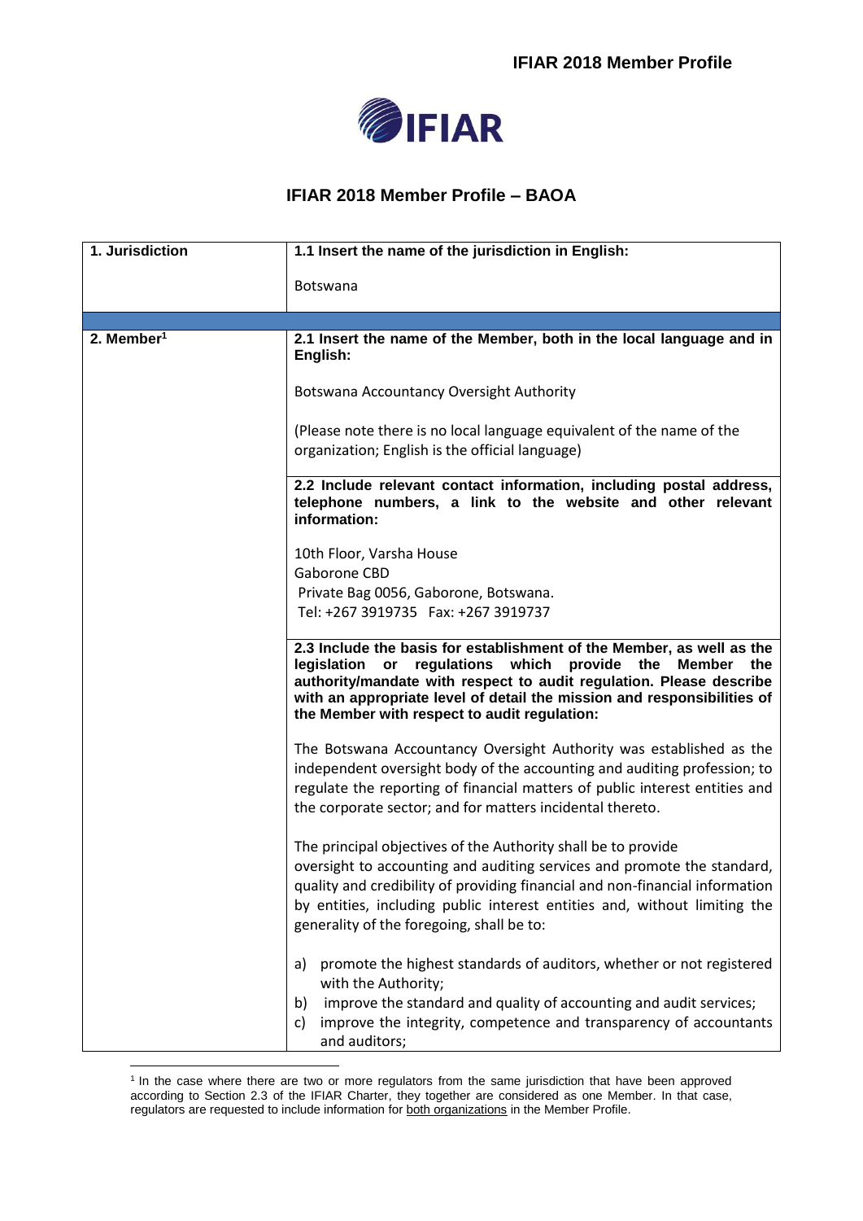# IFIAR 2018 Member Profile – BAOA

| 1. Jurisdiction | 1.1 Insert the name of the jurisdiction in English:<br><br>Botswana |
|---|---|
| | |
| 2. Member[1] | **2.1 Insert the name of the Member, both in the local language and in English:**<br><br>Botswana Accountancy Oversight Authority<br><br>(Please note there is no local language equivalent of the name of the organization; English is the official language) |
| | **2.2 Include relevant contact information, including postal address, telephone numbers, a link to the website and other relevant information:**<br><br>10th Floor, Varsha House<br>Gaborone CBD<br>Private Bag 0056, Gaborone, Botswana.<br>Tel: +267 3919735 Fax: +267 3919737 |
| | **2.3 Include the basis for establishment of the Member, as well as the legislation or regulations which provide the Member the authority/mandate with respect to audit regulation. Please describe with an appropriate level of detail the mission and responsibilities of the Member with respect to audit regulation:**<br><br>The Botswana Accountancy Oversight Authority was established as the independent oversight body of the accounting and auditing profession; to regulate the reporting of financial matters of public interest entities and the corporate sector; and for matters incidental thereto.<br><br>The principal objectives of the Authority shall be to provide oversight to accounting and auditing services and promote the standard, quality and credibility of providing financial and non-financial information by entities, including public interest entities and, without limiting the generality of the foregoing, shall be to:<br><br>a) promote the highest standards of auditors, whether or not registered with the Authority;<br>b) improve the standard and quality of accounting and audit services;<br>c) improve the integrity, competence and transparency of accountants and auditors; |

[1] In the case where there are two or more regulators from the same jurisdiction that have been approved according to Section 2.3 of the IFIAR Charter, they together are considered as one Member. In that case, regulators are requested to include information for both organizations in the Member Profile.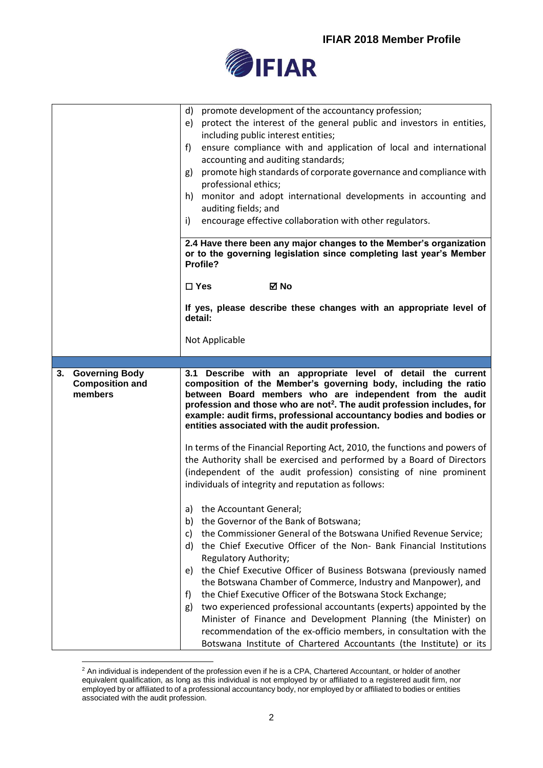| | |
|---|---|
| | d) promote development of the accountancy profession;<br>e) protect the interest of the general public and investors in entities, including public interest entities;<br>f) ensure compliance with and application of local and international accounting and auditing standards;<br>g) promote high standards of corporate governance and compliance with professional ethics;<br>h) monitor and adopt international developments in accounting and auditing fields; and<br>i) encourage effective collaboration with other regulators.<br><br>**2.4 Have there been any major changes to the Member's organization or to the governing legislation since completing last year's Member Profile?**<br><br>**☐ Yes ☑ No**<br><br>**If yes, please describe these changes with an appropriate level of detail:**<br><br>Not Applicable |
| | |
| **3. Governing Body Composition and members** | **3.1 Describe with an appropriate level of detail the current composition of the Member's governing body, including the ratio between Board members who are independent from the audit profession and those who are not[2]. The audit profession includes, for example: audit firms, professional accountancy bodies and bodies or entities associated with the audit profession.**<br><br>In terms of the Financial Reporting Act, 2010, the functions and powers of the Authority shall be exercised and performed by a Board of Directors (independent of the audit profession) consisting of nine prominent individuals of integrity and reputation as follows:<br><br>a) the Accountant General;<br>b) the Governor of the Bank of Botswana;<br>c) the Commissioner General of the Botswana Unified Revenue Service;<br>d) the Chief Executive Officer of the Non- Bank Financial Institutions Regulatory Authority;<br>e) the Chief Executive Officer of Business Botswana (previously named the Botswana Chamber of Commerce, Industry and Manpower), and<br>f) the Chief Executive Officer of the Botswana Stock Exchange;<br>g) two experienced professional accountants (experts) appointed by the Minister of Finance and Development Planning (the Minister) on recommendation of the ex-officio members, in consultation with the Botswana Institute of Chartered Accountants (the Institute) or its |

[2] An individual is independent of the profession even if he is a CPA, Chartered Accountant, or holder of another equivalent qualification, as long as this individual is not employed by or affiliated to a registered audit firm, nor employed by or affiliated to of a professional accountancy body, nor employed by or affiliated to bodies or entities associated with the audit profession.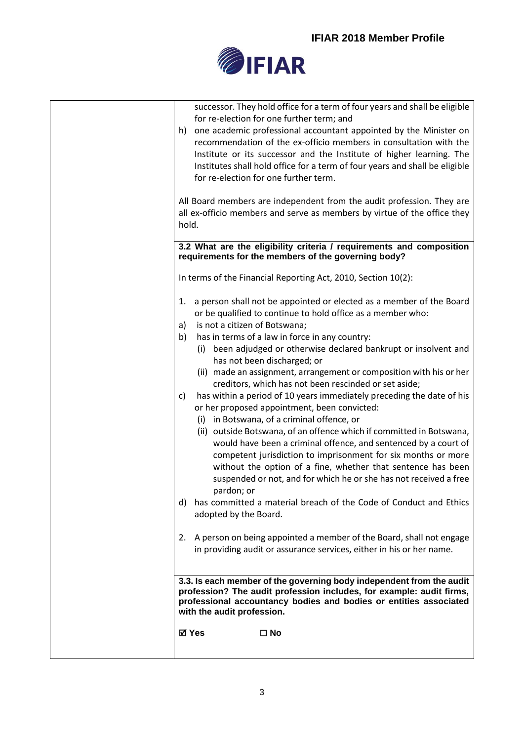| | successor. They hold office for a term of four years and shall be eligible for re-election for one further term; and<br>h) one academic professional accountant appointed by the Minister on recommendation of the ex-officio members in consultation with the Institute or its successor and the Institute of higher learning. The Institutes shall hold office for a term of four years and shall be eligible for re-election for one further term.<br><br>All Board members are independent from the audit profession. They are all ex-officio members and serve as members by virtue of the office they hold. |
|---|---|
| | **3.2 What are the eligibility criteria / requirements and composition requirements for the members of the governing body?**<br><br>In terms of the Financial Reporting Act, 2010, Section 10(2):<br><br>1. a person shall not be appointed or elected as a member of the Board or be qualified to continue to hold office as a member who:<br>a) is not a citizen of Botswana;<br>b) has in terms of a law in force in any country:<br>(i) been adjudged or otherwise declared bankrupt or insolvent and has not been discharged; or<br>(ii) made an assignment, arrangement or composition with his or her creditors, which has not been rescinded or set aside;<br>c) has within a period of 10 years immediately preceding the date of his or her proposed appointment, been convicted:<br>(i) in Botswana, of a criminal offence, or<br>(ii) outside Botswana, of an offence which if committed in Botswana, would have been a criminal offence, and sentenced by a court of competent jurisdiction to imprisonment for six months or more without the option of a fine, whether that sentence has been suspended or not, and for which he or she has not received a free pardon; or<br>d) has committed a material breach of the Code of Conduct and Ethics adopted by the Board.<br><br>2. A person on being appointed a member of the Board, shall not engage in providing audit or assurance services, either in his or her name. |
| | **3.3. Is each member of the governing body independent from the audit profession? The audit profession includes, for example: audit firms, professional accountancy bodies and bodies or entities associated with the audit profession.**<br><br>**☑ Yes** **☐ No** |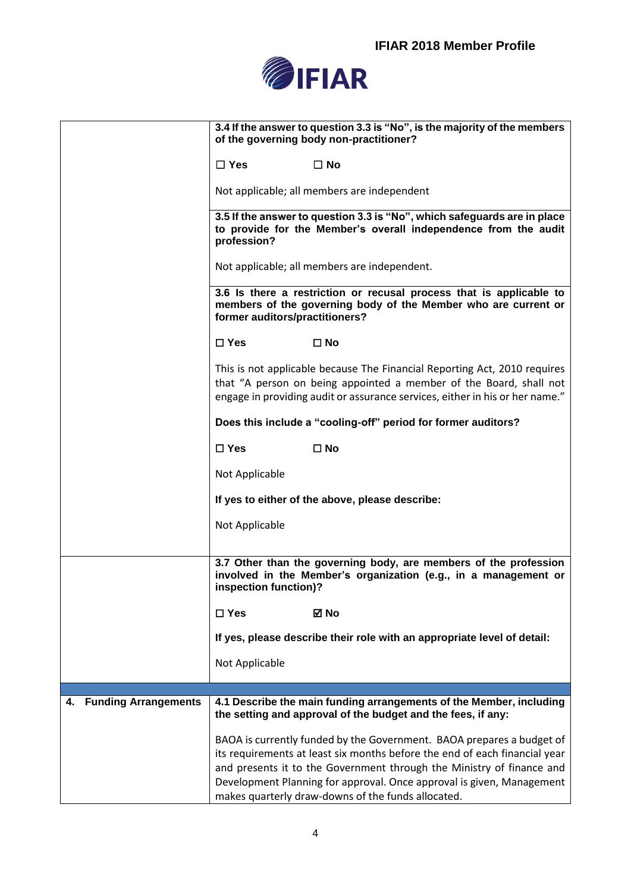| | |
|---|---|
| | **3.4 If the answer to question 3.3 is "No", is the majority of the members of the governing body non-practitioner?**<br><br>☐ **Yes** ☐ **No**<br><br>Not applicable; all members are independent |
| | **3.5 If the answer to question 3.3 is "No", which safeguards are in place to provide for the Member's overall independence from the audit profession?**<br><br>Not applicable; all members are independent. |
| | **3.6 Is there a restriction or recusal process that is applicable to members of the governing body of the Member who are current or former auditors/practitioners?**<br><br>☐ **Yes** ☐ **No**<br><br>This is not applicable because The Financial Reporting Act, 2010 requires that "A person on being appointed a member of the Board, shall not engage in providing audit or assurance services, either in his or her name."<br><br>**Does this include a "cooling-off" period for former auditors?**<br><br>☐ **Yes** ☐ **No**<br><br>Not Applicable<br><br>**If yes to either of the above, please describe:**<br><br>Not Applicable |
| | **3.7 Other than the governing body, are members of the profession involved in the Member's organization (e.g., in a management or inspection function)?**<br><br>☐ **Yes** ☑ **No**<br><br>**If yes, please describe their role with an appropriate level of detail:**<br><br>Not Applicable |
| | |
| **4. Funding Arrangements** | **4.1 Describe the main funding arrangements of the Member, including the setting and approval of the budget and the fees, if any:**<br><br>BAOA is currently funded by the Government. BAOA prepares a budget of its requirements at least six months before the end of each financial year and presents it to the Government through the Ministry of finance and Development Planning for approval. Once approval is given, Management makes quarterly draw-downs of the funds allocated. |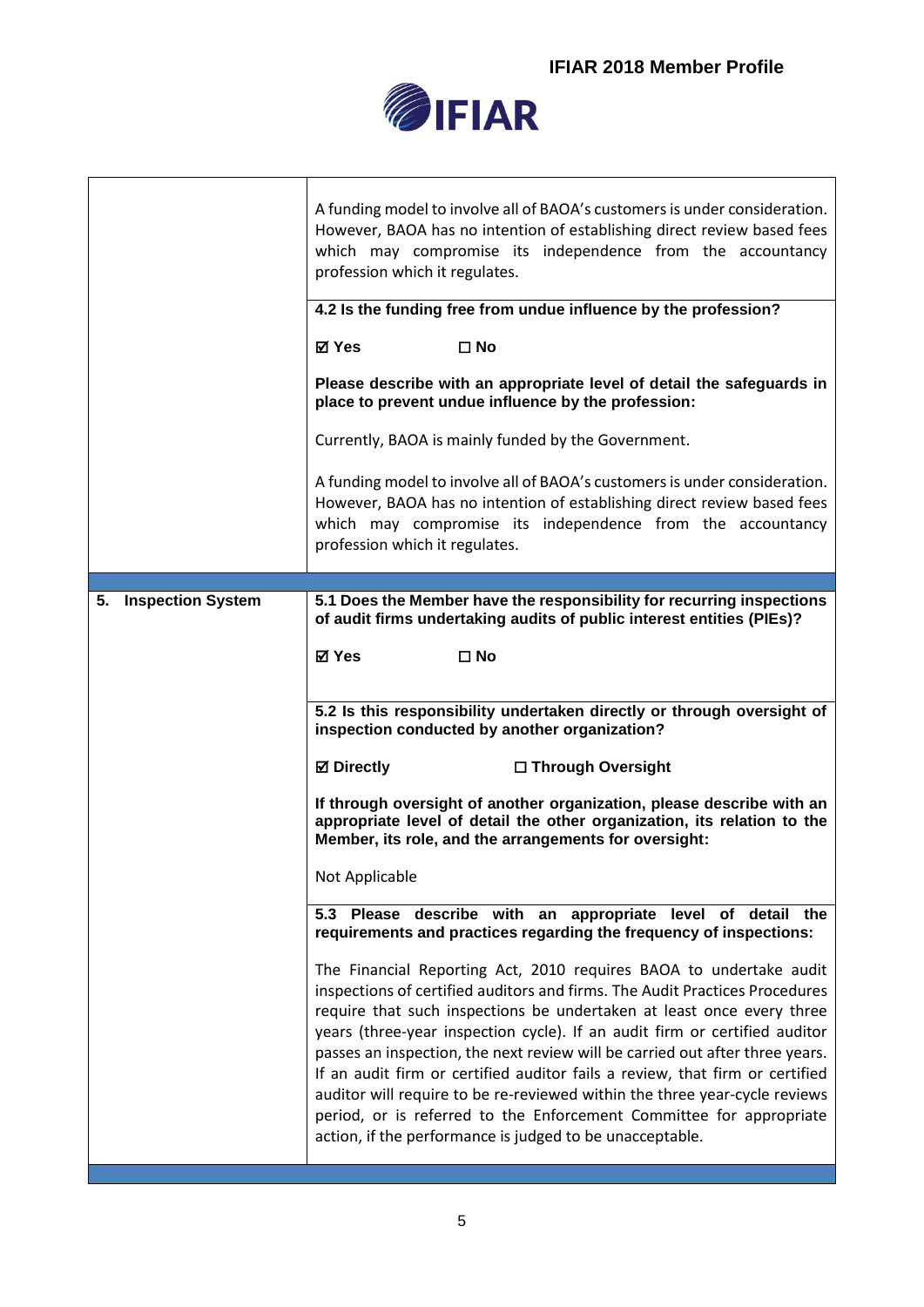| | |
|---|---|
| | A funding model to involve all of BAOA's customers is under consideration. However, BAOA has no intention of establishing direct review based fees which may compromise its independence from the accountancy profession which it regulates. |
| | **4.2 Is the funding free from undue influence by the profession?** <br><br> **☑ Yes** **☐ No** <br><br> **Please describe with an appropriate level of detail the safeguards in place to prevent undue influence by the profession:** <br><br> Currently, BAOA is mainly funded by the Government. <br><br> A funding model to involve all of BAOA's customers is under consideration. However, BAOA has no intention of establishing direct review based fees which may compromise its independence from the accountancy profession which it regulates. |
| **5. Inspection System** | **5.1 Does the Member have the responsibility for recurring inspections of audit firms undertaking audits of public interest entities (PIEs)?** <br><br> **☑ Yes** **☐ No** |
| | **5.2 Is this responsibility undertaken directly or through oversight of inspection conducted by another organization?** <br><br> **☑ Directly** **☐ Through Oversight** <br><br> **If through oversight of another organization, please describe with an appropriate level of detail the other organization, its relation to the Member, its role, and the arrangements for oversight:** <br><br> Not Applicable |
| | **5.3 Please describe with an appropriate level of detail the requirements and practices regarding the frequency of inspections:** <br><br> The Financial Reporting Act, 2010 requires BAOA to undertake audit inspections of certified auditors and firms. The Audit Practices Procedures require that such inspections be undertaken at least once every three years (three-year inspection cycle). If an audit firm or certified auditor passes an inspection, the next review will be carried out after three years. If an audit firm or certified auditor fails a review, that firm or certified auditor will require to be re-reviewed within the three year-cycle reviews period, or is referred to the Enforcement Committee for appropriate action, if the performance is judged to be unacceptable. |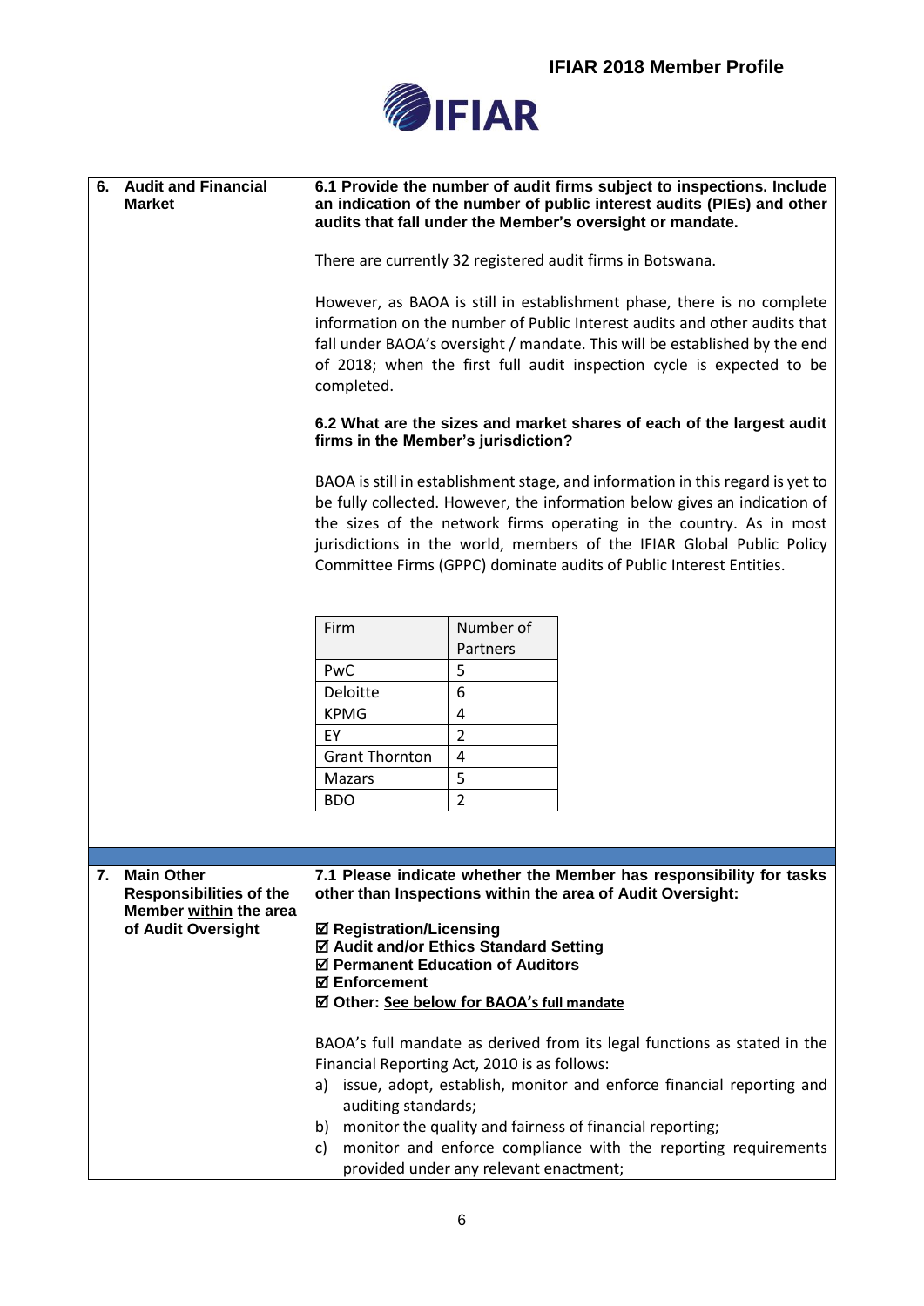## 6. Audit and Financial Market

**6.1 Provide the number of audit firms subject to inspections. Include an indication of the number of public interest audits (PIEs) and other audits that fall under the Member's oversight or mandate.**

There are currently 32 registered audit firms in Botswana.

However, as BAOA is still in establishment phase, there is no complete information on the number of Public Interest audits and other audits that fall under BAOA's oversight / mandate. This will be established by the end of 2018; when the first full audit inspection cycle is expected to be completed.

**6.2 What are the sizes and market shares of each of the largest audit firms in the Member's jurisdiction?**

BAOA is still in establishment stage, and information in this regard is yet to be fully collected. However, the information below gives an indication of the sizes of the network firms operating in the country. As in most jurisdictions in the world, members of the IFIAR Global Public Policy Committee Firms (GPPC) dominate audits of Public Interest Entities.

| Firm | Number of Partners |
|---|---|
| PwC | 5 |
| Deloitte | 6 |
| KPMG | 4 |
| EY | 2 |
| Grant Thornton | 4 |
| Mazars | 5 |
| BDO | 2 |

## 7. Main Other Responsibilities of the Member <u>within</u> the area of Audit Oversight

**7.1 Please indicate whether the Member has responsibility for tasks other than Inspections within the area of Audit Oversight:**

- ☑ **Registration/Licensing**
- ☑ **Audit and/or Ethics Standard Setting**
- ☑ **Permanent Education of Auditors**
- ☑ **Enforcement**
- ☑ **Other: <u>See below for BAOA's full mandate</u>**

BAOA's full mandate as derived from its legal functions as stated in the Financial Reporting Act, 2010 is as follows:

a) issue, adopt, establish, monitor and enforce financial reporting and auditing standards;
b) monitor the quality and fairness of financial reporting;
c) monitor and enforce compliance with the reporting requirements provided under any relevant enactment;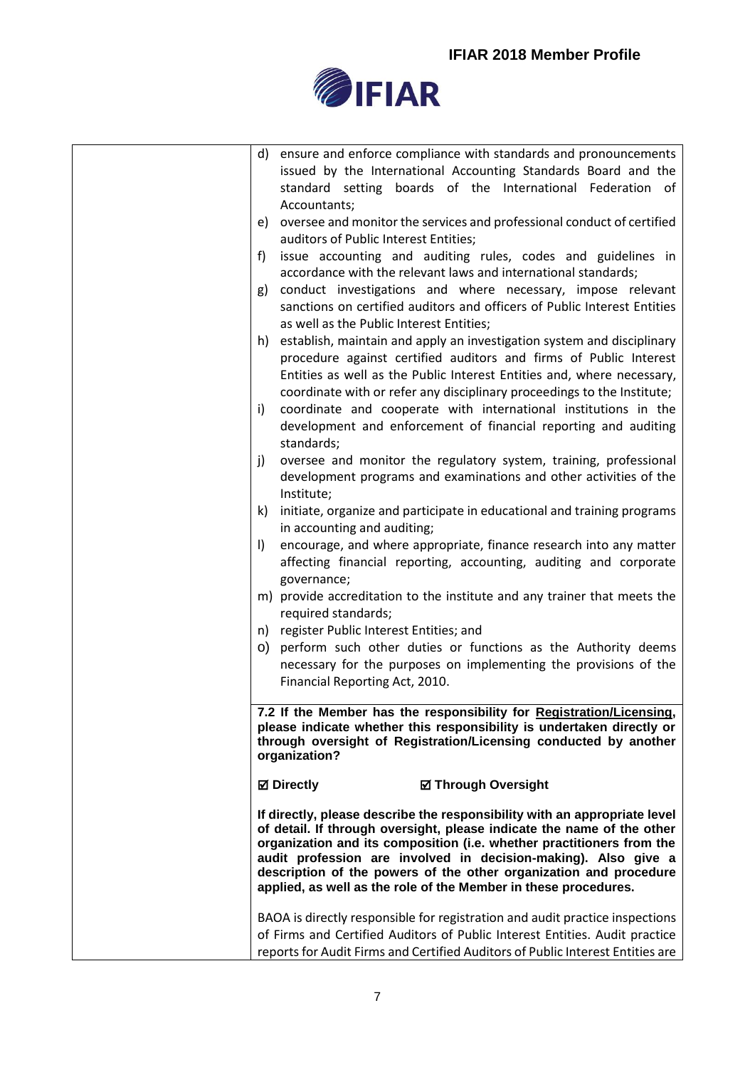| | |
|---|---|
| | d) ensure and enforce compliance with standards and pronouncements issued by the International Accounting Standards Board and the standard setting boards of the International Federation of Accountants;<br>e) oversee and monitor the services and professional conduct of certified auditors of Public Interest Entities;<br>f) issue accounting and auditing rules, codes and guidelines in accordance with the relevant laws and international standards;<br>g) conduct investigations and where necessary, impose relevant sanctions on certified auditors and officers of Public Interest Entities as well as the Public Interest Entities;<br>h) establish, maintain and apply an investigation system and disciplinary procedure against certified auditors and firms of Public Interest Entities as well as the Public Interest Entities and, where necessary, coordinate with or refer any disciplinary proceedings to the Institute;<br>i) coordinate and cooperate with international institutions in the development and enforcement of financial reporting and auditing standards;<br>j) oversee and monitor the regulatory system, training, professional development programs and examinations and other activities of the Institute;<br>k) initiate, organize and participate in educational and training programs in accounting and auditing;<br>l) encourage, and where appropriate, finance research into any matter affecting financial reporting, accounting, auditing and corporate governance;<br>m) provide accreditation to the institute and any trainer that meets the required standards;<br>n) register Public Interest Entities; and<br>o) perform such other duties or functions as the Authority deems necessary for the purposes on implementing the provisions of the Financial Reporting Act, 2010. |
| | **7.2 If the Member has the responsibility for Registration/Licensing, please indicate whether this responsibility is undertaken directly or through oversight of Registration/Licensing conducted by another organization?**<br><br>**☑ Directly ☑ Through Oversight**<br><br>**If directly, please describe the responsibility with an appropriate level of detail. If through oversight, please indicate the name of the other organization and its composition (i.e. whether practitioners from the audit profession are involved in decision-making). Also give a description of the powers of the other organization and procedure applied, as well as the role of the Member in these procedures.**<br><br>BAOA is directly responsible for registration and audit practice inspections of Firms and Certified Auditors of Public Interest Entities. Audit practice reports for Audit Firms and Certified Auditors of Public Interest Entities are |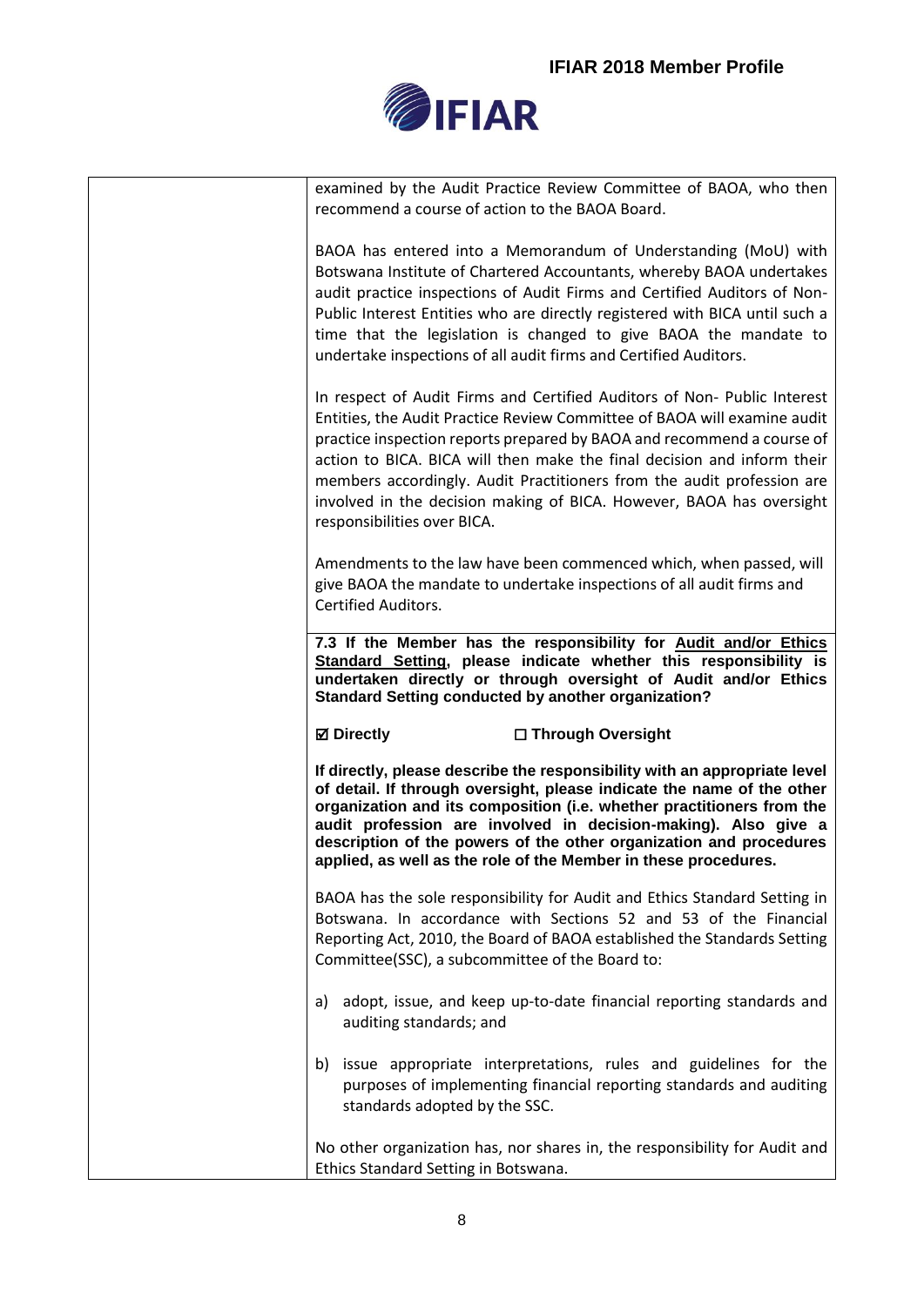examined by the Audit Practice Review Committee of BAOA, who then recommend a course of action to the BAOA Board.

BAOA has entered into a Memorandum of Understanding (MoU) with Botswana Institute of Chartered Accountants, whereby BAOA undertakes audit practice inspections of Audit Firms and Certified Auditors of Non-Public Interest Entities who are directly registered with BICA until such a time that the legislation is changed to give BAOA the mandate to undertake inspections of all audit firms and Certified Auditors.

In respect of Audit Firms and Certified Auditors of Non- Public Interest Entities, the Audit Practice Review Committee of BAOA will examine audit practice inspection reports prepared by BAOA and recommend a course of action to BICA. BICA will then make the final decision and inform their members accordingly. Audit Practitioners from the audit profession are involved in the decision making of BICA. However, BAOA has oversight responsibilities over BICA.

Amendments to the law have been commenced which, when passed, will give BAOA the mandate to undertake inspections of all audit firms and Certified Auditors.

**7.3 If the Member has the responsibility for Audit and/or Ethics Standard Setting, please indicate whether this responsibility is undertaken directly or through oversight of Audit and/or Ethics Standard Setting conducted by another organization?**

**☑ Directly** **☐ Through Oversight**

**If directly, please describe the responsibility with an appropriate level of detail. If through oversight, please indicate the name of the other organization and its composition (i.e. whether practitioners from the audit profession are involved in decision-making). Also give a description of the powers of the other organization and procedures applied, as well as the role of the Member in these procedures.**

BAOA has the sole responsibility for Audit and Ethics Standard Setting in Botswana. In accordance with Sections 52 and 53 of the Financial Reporting Act, 2010, the Board of BAOA established the Standards Setting Committee(SSC), a subcommittee of the Board to:

a) adopt, issue, and keep up-to-date financial reporting standards and auditing standards; and

b) issue appropriate interpretations, rules and guidelines for the purposes of implementing financial reporting standards and auditing standards adopted by the SSC.

No other organization has, nor shares in, the responsibility for Audit and Ethics Standard Setting in Botswana.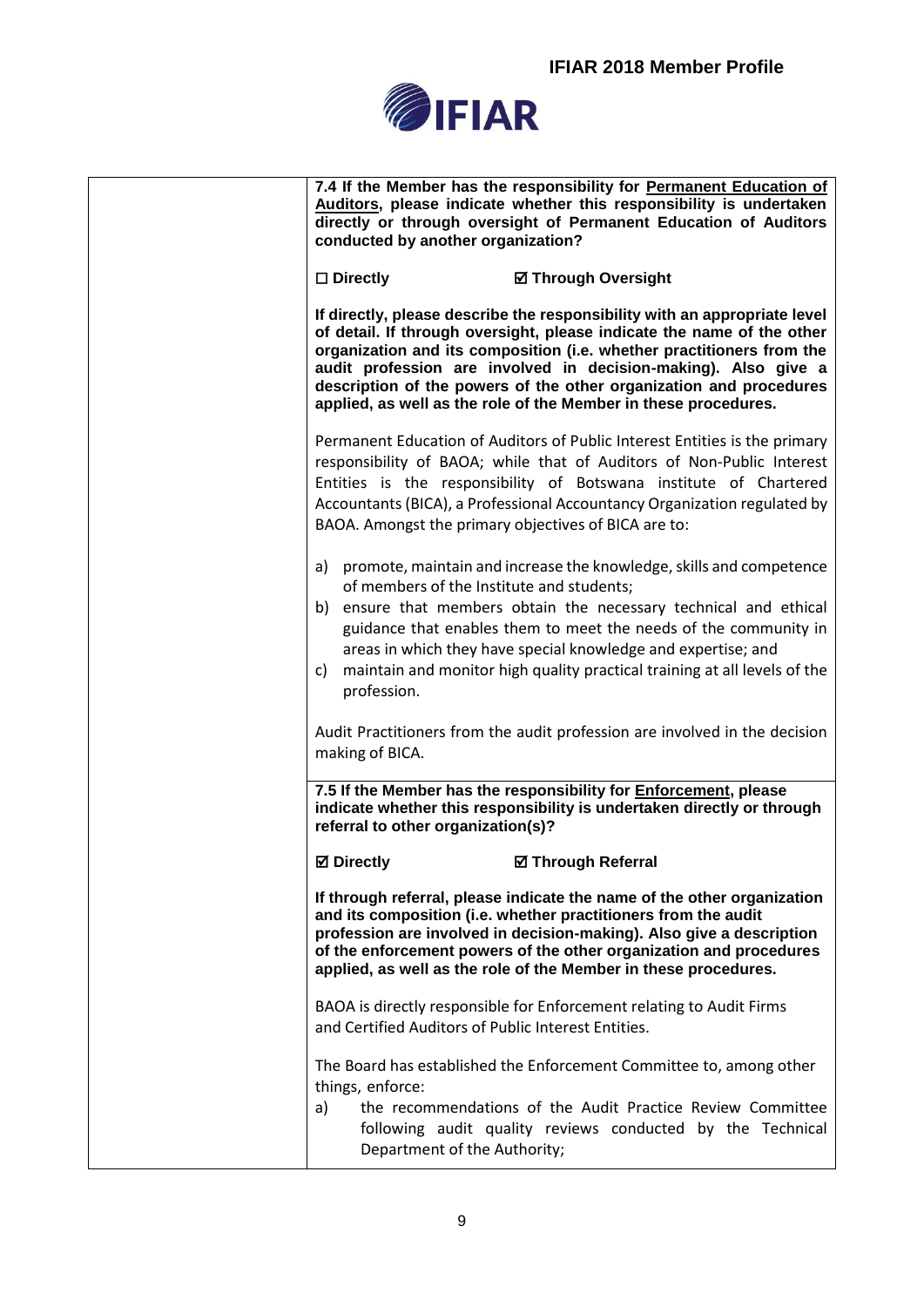| | |
|---|---|
| | **7.4 If the Member has the responsibility for <u>Permanent Education of Auditors</u>, please indicate whether this responsibility is undertaken directly or through oversight of Permanent Education of Auditors conducted by another organization?**<br><br>**☐ Directly** **☑ Through Oversight**<br><br>**If directly, please describe the responsibility with an appropriate level of detail. If through oversight, please indicate the name of the other organization and its composition (i.e. whether practitioners from the audit profession are involved in decision-making). Also give a description of the powers of the other organization and procedures applied, as well as the role of the Member in these procedures.**<br><br>Permanent Education of Auditors of Public Interest Entities is the primary responsibility of BAOA; while that of Auditors of Non-Public Interest Entities is the responsibility of Botswana institute of Chartered Accountants (BICA), a Professional Accountancy Organization regulated by BAOA. Amongst the primary objectives of BICA are to:<br><br>a) promote, maintain and increase the knowledge, skills and competence of members of the Institute and students;<br>b) ensure that members obtain the necessary technical and ethical guidance that enables them to meet the needs of the community in areas in which they have special knowledge and expertise; and<br>c) maintain and monitor high quality practical training at all levels of the profession.<br><br>Audit Practitioners from the audit profession are involved in the decision making of BICA. |
| | **7.5 If the Member has the responsibility for <u>Enforcement</u>, please indicate whether this responsibility is undertaken directly or through referral to other organization(s)?**<br><br>**☑ Directly** **☑ Through Referral**<br><br>**If through referral, please indicate the name of the other organization and its composition (i.e. whether practitioners from the audit profession are involved in decision-making). Also give a description of the enforcement powers of the other organization and procedures applied, as well as the role of the Member in these procedures.**<br><br>BAOA is directly responsible for Enforcement relating to Audit Firms and Certified Auditors of Public Interest Entities.<br><br>The Board has established the Enforcement Committee to, among other things, enforce:<br>a) the recommendations of the Audit Practice Review Committee following audit quality reviews conducted by the Technical Department of the Authority; |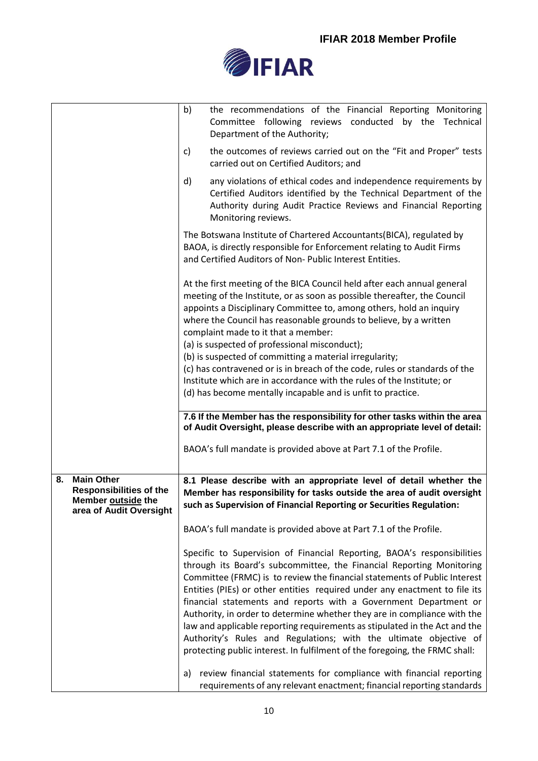| | |
|---|---|
| | b) the recommendations of the Financial Reporting Monitoring Committee following reviews conducted by the Technical Department of the Authority;<br><br>c) the outcomes of reviews carried out on the "Fit and Proper" tests carried out on Certified Auditors; and<br><br>d) any violations of ethical codes and independence requirements by Certified Auditors identified by the Technical Department of the Authority during Audit Practice Reviews and Financial Reporting Monitoring reviews.<br><br>The Botswana Institute of Chartered Accountants(BICA), regulated by BAOA, is directly responsible for Enforcement relating to Audit Firms and Certified Auditors of Non- Public Interest Entities.<br><br>At the first meeting of the BICA Council held after each annual general meeting of the Institute, or as soon as possible thereafter, the Council appoints a Disciplinary Committee to, among others, hold an inquiry where the Council has reasonable grounds to believe, by a written complaint made to it that a member:<br>(a) is suspected of professional misconduct);<br>(b) is suspected of committing a material irregularity;<br>(c) has contravened or is in breach of the code, rules or standards of the Institute which are in accordance with the rules of the Institute; or<br>(d) has become mentally incapable and is unfit to practice. |
| | **7.6 If the Member has the responsibility for other tasks within the area of Audit Oversight, please describe with an appropriate level of detail:**<br><br>BAOA's full mandate is provided above at Part 7.1 of the Profile. |
| **8. Main Other Responsibilities of the Member <u>outside</u> the area of Audit Oversight** | **8.1 Please describe with an appropriate level of detail whether the Member has responsibility for tasks outside the area of audit oversight such as Supervision of Financial Reporting or Securities Regulation:**<br><br>BAOA's full mandate is provided above at Part 7.1 of the Profile.<br><br>Specific to Supervision of Financial Reporting, BAOA's responsibilities through its Board's subcommittee, the Financial Reporting Monitoring Committee (FRMC) is to review the financial statements of Public Interest Entities (PIEs) or other entities required under any enactment to file its financial statements and reports with a Government Department or Authority, in order to determine whether they are in compliance with the law and applicable reporting requirements as stipulated in the Act and the Authority's Rules and Regulations; with the ultimate objective of protecting public interest. In fulfilment of the foregoing, the FRMC shall:<br><br>a) review financial statements for compliance with financial reporting requirements of any relevant enactment; financial reporting standards |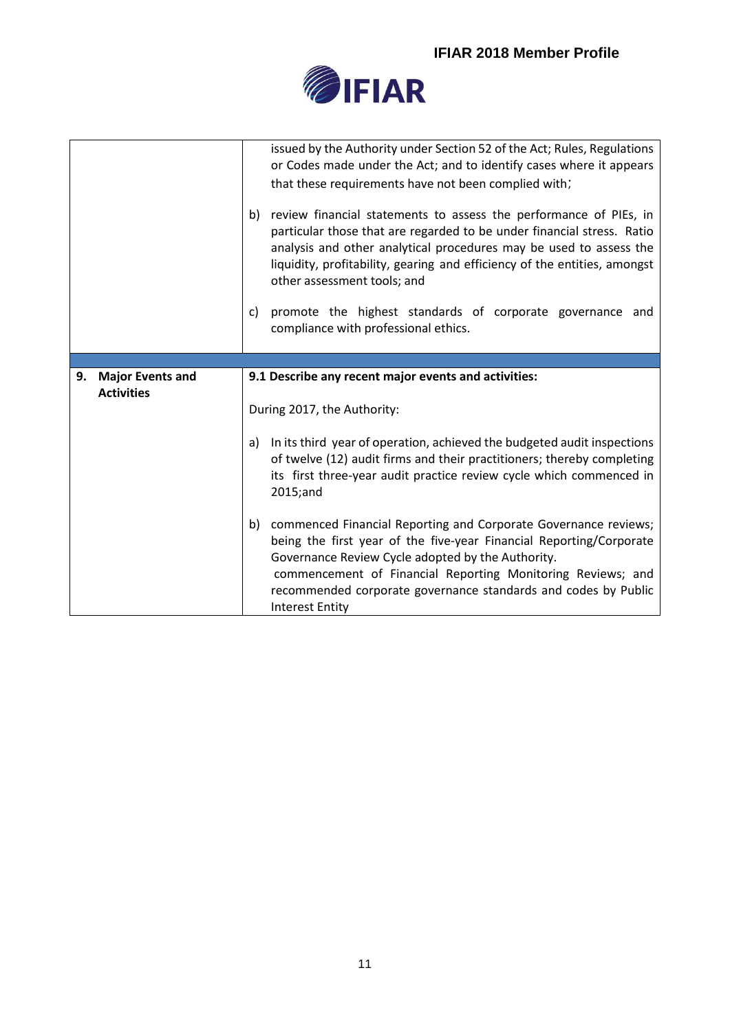| | |
|---|---|
| | issued by the Authority under Section 52 of the Act; Rules, Regulations or Codes made under the Act; and to identify cases where it appears that these requirements have not been complied with;<br><br>b) review financial statements to assess the performance of PIEs, in particular those that are regarded to be under financial stress. Ratio analysis and other analytical procedures may be used to assess the liquidity, profitability, gearing and efficiency of the entities, amongst other assessment tools; and<br><br>c) promote the highest standards of corporate governance and compliance with professional ethics. |
| | |
| **9. Major Events and Activities** | **9.1 Describe any recent major events and activities:**<br><br>During 2017, the Authority:<br><br>a) In its third year of operation, achieved the budgeted audit inspections of twelve (12) audit firms and their practitioners; thereby completing its first three-year audit practice review cycle which commenced in 2015;and<br><br>b) commenced Financial Reporting and Corporate Governance reviews; being the first year of the five-year Financial Reporting/Corporate Governance Review Cycle adopted by the Authority. commencement of Financial Reporting Monitoring Reviews; and recommended corporate governance standards and codes by Public Interest Entity |